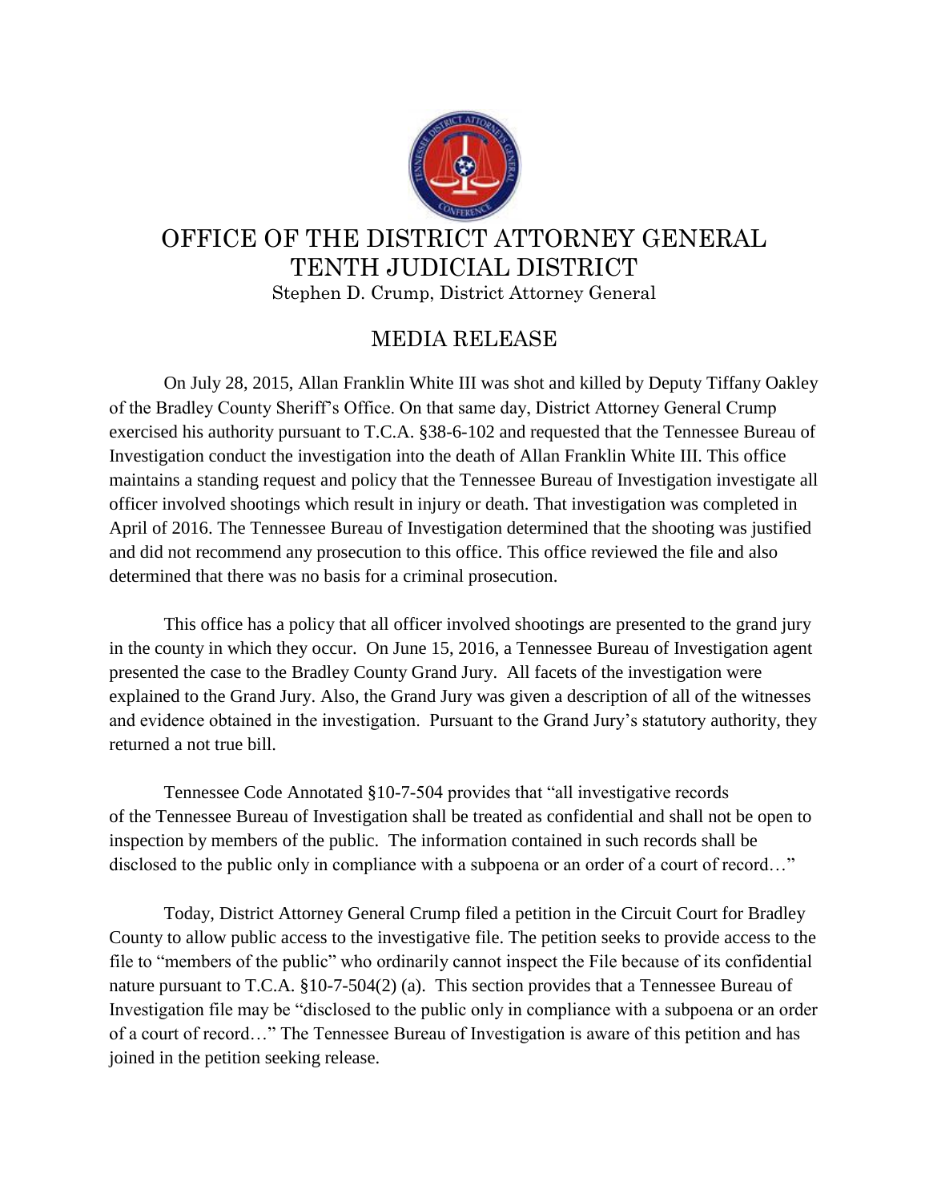# OFFICE OF THE DISTRICT ATTORNEY GENERAL
# TENTH JUDICIAL DISTRICT

Stephen D. Crump, District Attorney General

## MEDIA RELEASE

On July 28, 2015, Allan Franklin White III was shot and killed by Deputy Tiffany Oakley of the Bradley County Sheriff's Office. On that same day, District Attorney General Crump exercised his authority pursuant to T.C.A. §38-6-102 and requested that the Tennessee Bureau of Investigation conduct the investigation into the death of Allan Franklin White III. This office maintains a standing request and policy that the Tennessee Bureau of Investigation investigate all officer involved shootings which result in injury or death. That investigation was completed in April of 2016. The Tennessee Bureau of Investigation determined that the shooting was justified and did not recommend any prosecution to this office. This office reviewed the file and also determined that there was no basis for a criminal prosecution.

This office has a policy that all officer involved shootings are presented to the grand jury in the county in which they occur. On June 15, 2016, a Tennessee Bureau of Investigation agent presented the case to the Bradley County Grand Jury. All facets of the investigation were explained to the Grand Jury. Also, the Grand Jury was given a description of all of the witnesses and evidence obtained in the investigation. Pursuant to the Grand Jury's statutory authority, they returned a not true bill.

Tennessee Code Annotated §10-7-504 provides that "all investigative records of the Tennessee Bureau of Investigation shall be treated as confidential and shall not be open to inspection by members of the public. The information contained in such records shall be disclosed to the public only in compliance with a subpoena or an order of a court of record…"

Today, District Attorney General Crump filed a petition in the Circuit Court for Bradley County to allow public access to the investigative file. The petition seeks to provide access to the file to "members of the public" who ordinarily cannot inspect the File because of its confidential nature pursuant to T.C.A. §10-7-504(2) (a). This section provides that a Tennessee Bureau of Investigation file may be "disclosed to the public only in compliance with a subpoena or an order of a court of record…" The Tennessee Bureau of Investigation is aware of this petition and has joined in the petition seeking release.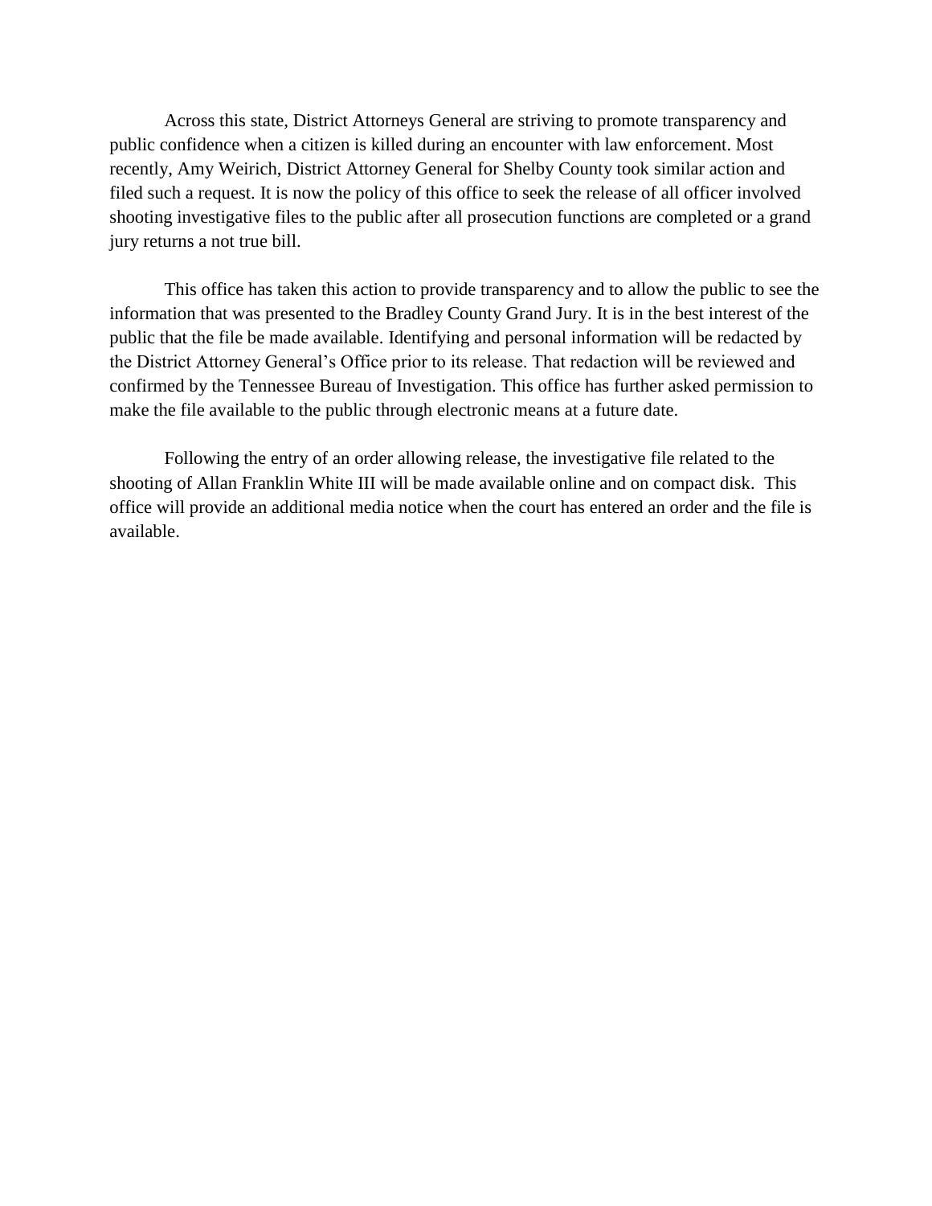Across this state, District Attorneys General are striving to promote transparency and public confidence when a citizen is killed during an encounter with law enforcement. Most recently, Amy Weirich, District Attorney General for Shelby County took similar action and filed such a request. It is now the policy of this office to seek the release of all officer involved shooting investigative files to the public after all prosecution functions are completed or a grand jury returns a not true bill.

This office has taken this action to provide transparency and to allow the public to see the information that was presented to the Bradley County Grand Jury. It is in the best interest of the public that the file be made available. Identifying and personal information will be redacted by the District Attorney General's Office prior to its release. That redaction will be reviewed and confirmed by the Tennessee Bureau of Investigation. This office has further asked permission to make the file available to the public through electronic means at a future date.

Following the entry of an order allowing release, the investigative file related to the shooting of Allan Franklin White III will be made available online and on compact disk. This office will provide an additional media notice when the court has entered an order and the file is available.